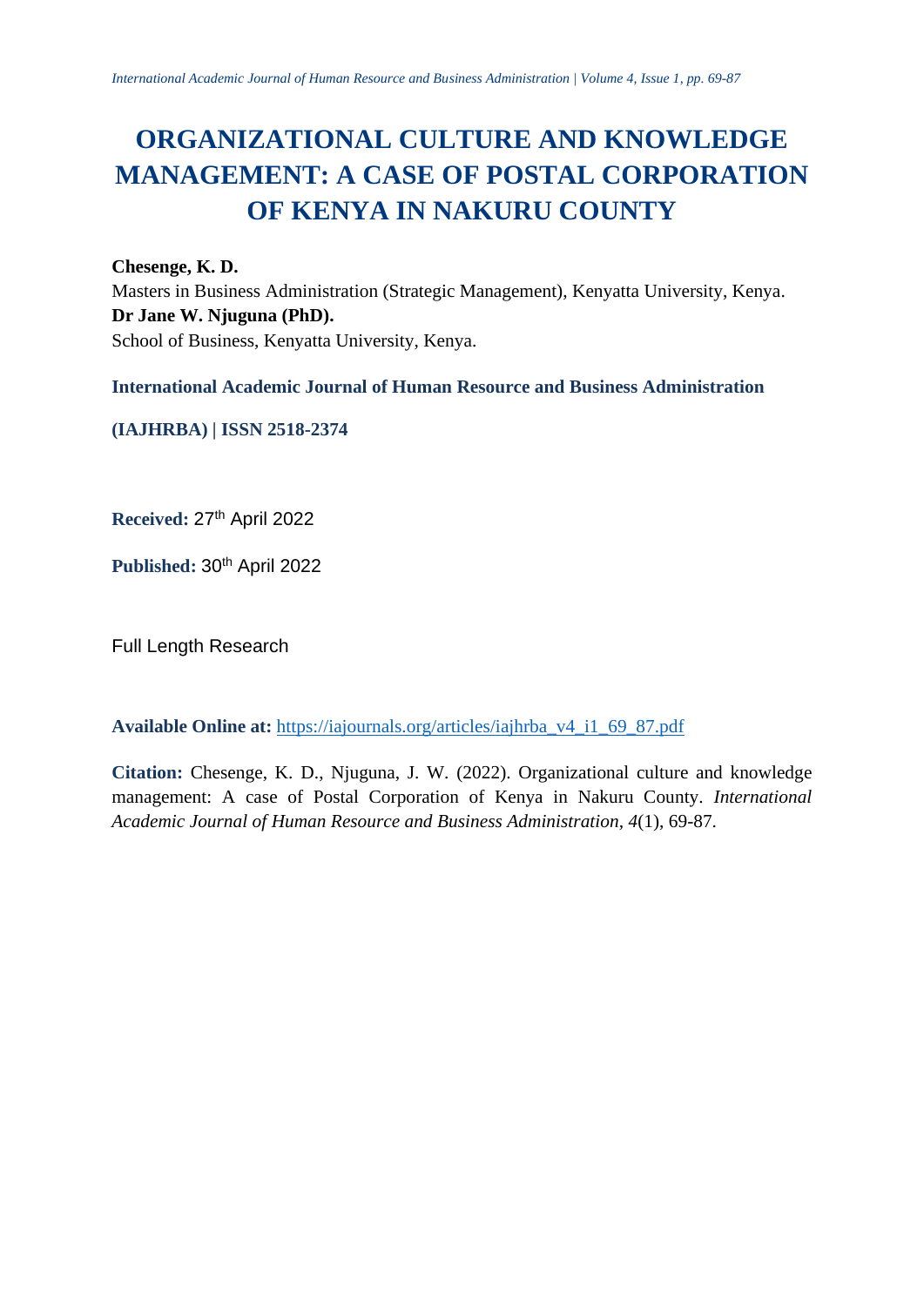# ORGANIZATIONAL CULTURE AND KNOWLEDGE MANAGEMENT: A CASE OF POSTAL CORPORATION OF KENYA IN NAKURU COUNTY

**Chesenge, K. D.**

Masters in Business Administration (Strategic Management), Kenyatta University, Kenya.

**Dr Jane W. Njuguna (PhD).**

School of Business, Kenyatta University, Kenya.

**International Academic Journal of Human Resource and Business Administration**

**(IAJHRBA) | ISSN 2518-2374**

**Received:** 27th April 2022

**Published:** 30th April 2022

Full Length Research

**Available Online at:** https://iajournals.org/articles/iajhrba_v4_i1_69_87.pdf

**Citation:** Chesenge, K. D., Njuguna, J. W. (2022). Organizational culture and knowledge management: A case of Postal Corporation of Kenya in Nakuru County. *International Academic Journal of Human Resource and Business Administration, 4*(1), 69-87.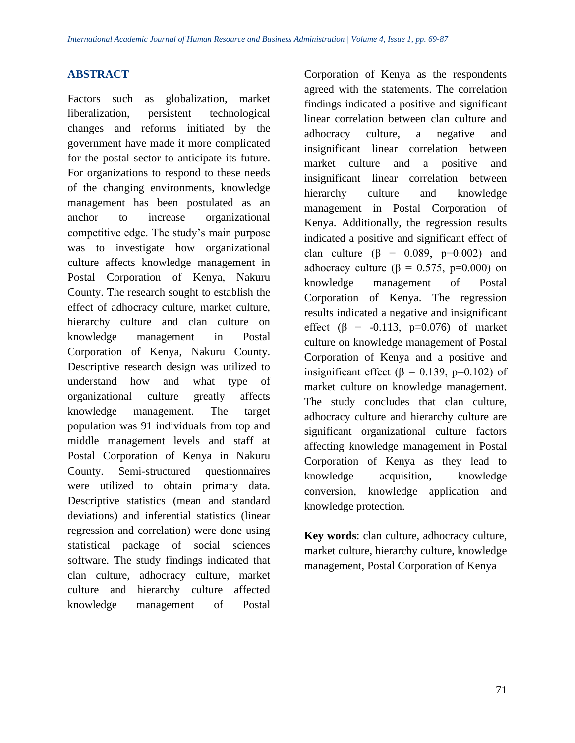## ABSTRACT

Factors such as globalization, market liberalization, persistent technological changes and reforms initiated by the government have made it more complicated for the postal sector to anticipate its future. For organizations to respond to these needs of the changing environments, knowledge management has been postulated as an anchor to increase organizational competitive edge. The study's main purpose was to investigate how organizational culture affects knowledge management in Postal Corporation of Kenya, Nakuru County. The research sought to establish the effect of adhocracy culture, market culture, hierarchy culture and clan culture on knowledge management in Postal Corporation of Kenya, Nakuru County. Descriptive research design was utilized to understand how and what type of organizational culture greatly affects knowledge management. The target population was 91 individuals from top and middle management levels and staff at Postal Corporation of Kenya in Nakuru County. Semi-structured questionnaires were utilized to obtain primary data. Descriptive statistics (mean and standard deviations) and inferential statistics (linear regression and correlation) were done using statistical package of social sciences software. The study findings indicated that clan culture, adhocracy culture, market culture and hierarchy culture affected knowledge management of Postal Corporation of Kenya as the respondents agreed with the statements. The correlation findings indicated a positive and significant linear correlation between clan culture and adhocracy culture, a negative and insignificant linear correlation between market culture and a positive and insignificant linear correlation between hierarchy culture and knowledge management in Postal Corporation of Kenya. Additionally, the regression results indicated a positive and significant effect of clan culture ($\beta = 0.089$, $p=0.002$) and adhocracy culture ($\beta = 0.575$, $p=0.000$) on knowledge management of Postal Corporation of Kenya. The regression results indicated a negative and insignificant effect ($\beta = -0.113$, $p=0.076$) of market culture on knowledge management of Postal Corporation of Kenya and a positive and insignificant effect ($\beta = 0.139$, $p=0.102$) of market culture on knowledge management. The study concludes that clan culture, adhocracy culture and hierarchy culture are significant organizational culture factors affecting knowledge management in Postal Corporation of Kenya as they lead to knowledge acquisition, knowledge conversion, knowledge application and knowledge protection.

**Key words**: clan culture, adhocracy culture, market culture, hierarchy culture, knowledge management, Postal Corporation of Kenya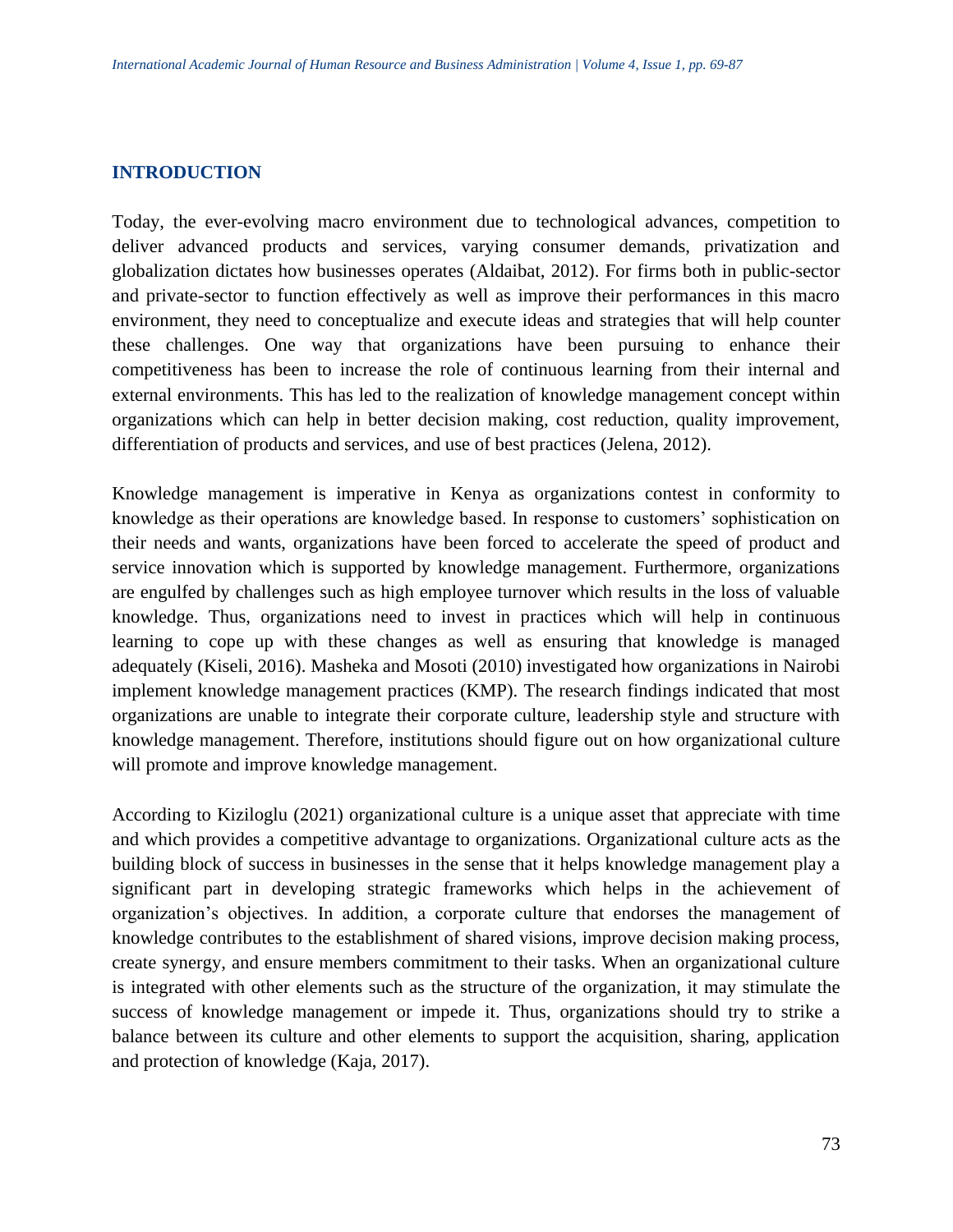## INTRODUCTION

Today, the ever-evolving macro environment due to technological advances, competition to deliver advanced products and services, varying consumer demands, privatization and globalization dictates how businesses operates (Aldaibat, 2012). For firms both in public-sector and private-sector to function effectively as well as improve their performances in this macro environment, they need to conceptualize and execute ideas and strategies that will help counter these challenges. One way that organizations have been pursuing to enhance their competitiveness has been to increase the role of continuous learning from their internal and external environments. This has led to the realization of knowledge management concept within organizations which can help in better decision making, cost reduction, quality improvement, differentiation of products and services, and use of best practices (Jelena, 2012).

Knowledge management is imperative in Kenya as organizations contest in conformity to knowledge as their operations are knowledge based. In response to customers' sophistication on their needs and wants, organizations have been forced to accelerate the speed of product and service innovation which is supported by knowledge management. Furthermore, organizations are engulfed by challenges such as high employee turnover which results in the loss of valuable knowledge. Thus, organizations need to invest in practices which will help in continuous learning to cope up with these changes as well as ensuring that knowledge is managed adequately (Kiseli, 2016). Masheka and Mosoti (2010) investigated how organizations in Nairobi implement knowledge management practices (KMP). The research findings indicated that most organizations are unable to integrate their corporate culture, leadership style and structure with knowledge management. Therefore, institutions should figure out on how organizational culture will promote and improve knowledge management.

According to Kiziloglu (2021) organizational culture is a unique asset that appreciate with time and which provides a competitive advantage to organizations. Organizational culture acts as the building block of success in businesses in the sense that it helps knowledge management play a significant part in developing strategic frameworks which helps in the achievement of organization's objectives. In addition, a corporate culture that endorses the management of knowledge contributes to the establishment of shared visions, improve decision making process, create synergy, and ensure members commitment to their tasks. When an organizational culture is integrated with other elements such as the structure of the organization, it may stimulate the success of knowledge management or impede it. Thus, organizations should try to strike a balance between its culture and other elements to support the acquisition, sharing, application and protection of knowledge (Kaja, 2017).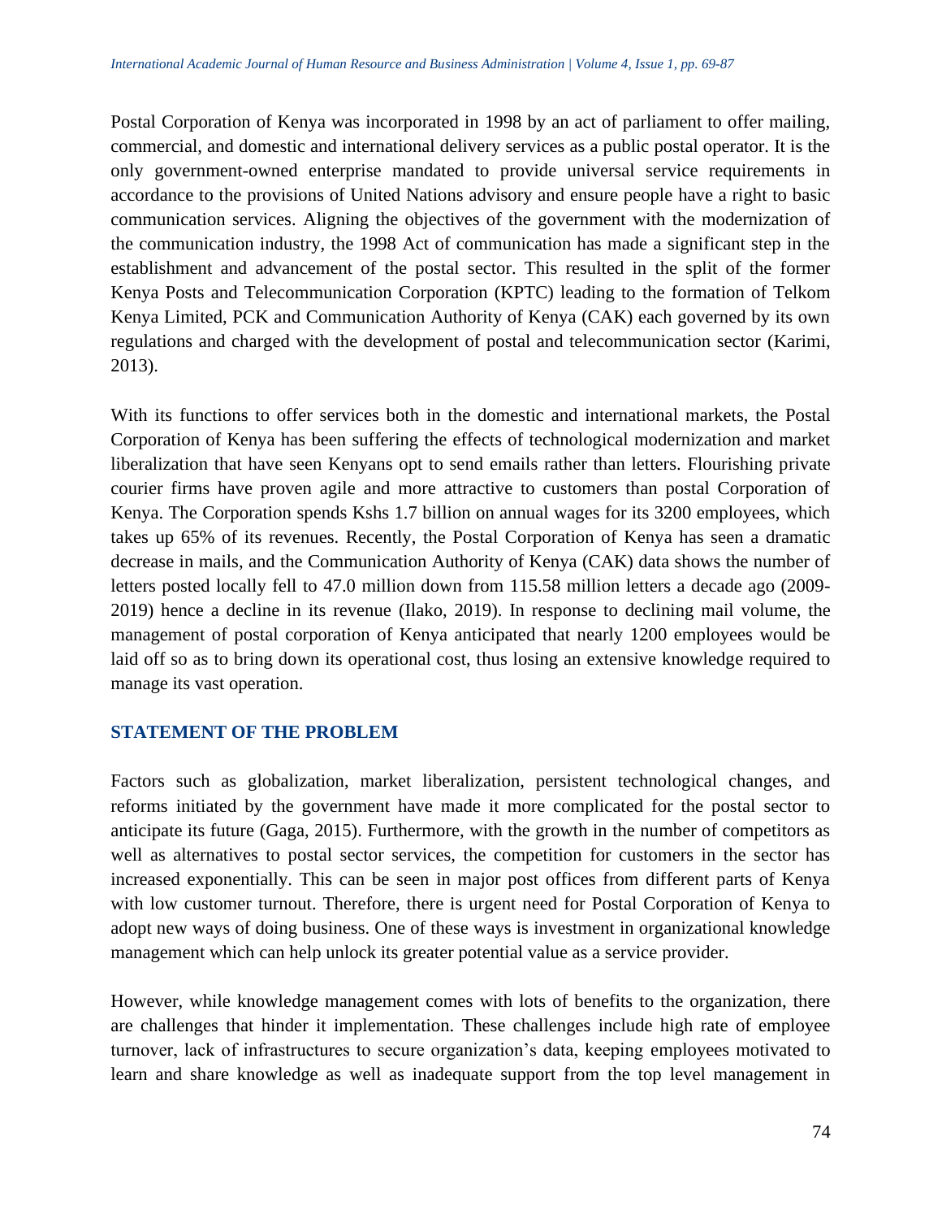Postal Corporation of Kenya was incorporated in 1998 by an act of parliament to offer mailing, commercial, and domestic and international delivery services as a public postal operator. It is the only government-owned enterprise mandated to provide universal service requirements in accordance to the provisions of United Nations advisory and ensure people have a right to basic communication services. Aligning the objectives of the government with the modernization of the communication industry, the 1998 Act of communication has made a significant step in the establishment and advancement of the postal sector. This resulted in the split of the former Kenya Posts and Telecommunication Corporation (KPTC) leading to the formation of Telkom Kenya Limited, PCK and Communication Authority of Kenya (CAK) each governed by its own regulations and charged with the development of postal and telecommunication sector (Karimi, 2013).

With its functions to offer services both in the domestic and international markets, the Postal Corporation of Kenya has been suffering the effects of technological modernization and market liberalization that have seen Kenyans opt to send emails rather than letters. Flourishing private courier firms have proven agile and more attractive to customers than postal Corporation of Kenya. The Corporation spends Kshs 1.7 billion on annual wages for its 3200 employees, which takes up 65% of its revenues. Recently, the Postal Corporation of Kenya has seen a dramatic decrease in mails, and the Communication Authority of Kenya (CAK) data shows the number of letters posted locally fell to 47.0 million down from 115.58 million letters a decade ago (2009-2019) hence a decline in its revenue (Ilako, 2019). In response to declining mail volume, the management of postal corporation of Kenya anticipated that nearly 1200 employees would be laid off so as to bring down its operational cost, thus losing an extensive knowledge required to manage its vast operation.

## STATEMENT OF THE PROBLEM

Factors such as globalization, market liberalization, persistent technological changes, and reforms initiated by the government have made it more complicated for the postal sector to anticipate its future (Gaga, 2015). Furthermore, with the growth in the number of competitors as well as alternatives to postal sector services, the competition for customers in the sector has increased exponentially. This can be seen in major post offices from different parts of Kenya with low customer turnout. Therefore, there is urgent need for Postal Corporation of Kenya to adopt new ways of doing business. One of these ways is investment in organizational knowledge management which can help unlock its greater potential value as a service provider.

However, while knowledge management comes with lots of benefits to the organization, there are challenges that hinder it implementation. These challenges include high rate of employee turnover, lack of infrastructures to secure organization's data, keeping employees motivated to learn and share knowledge as well as inadequate support from the top level management in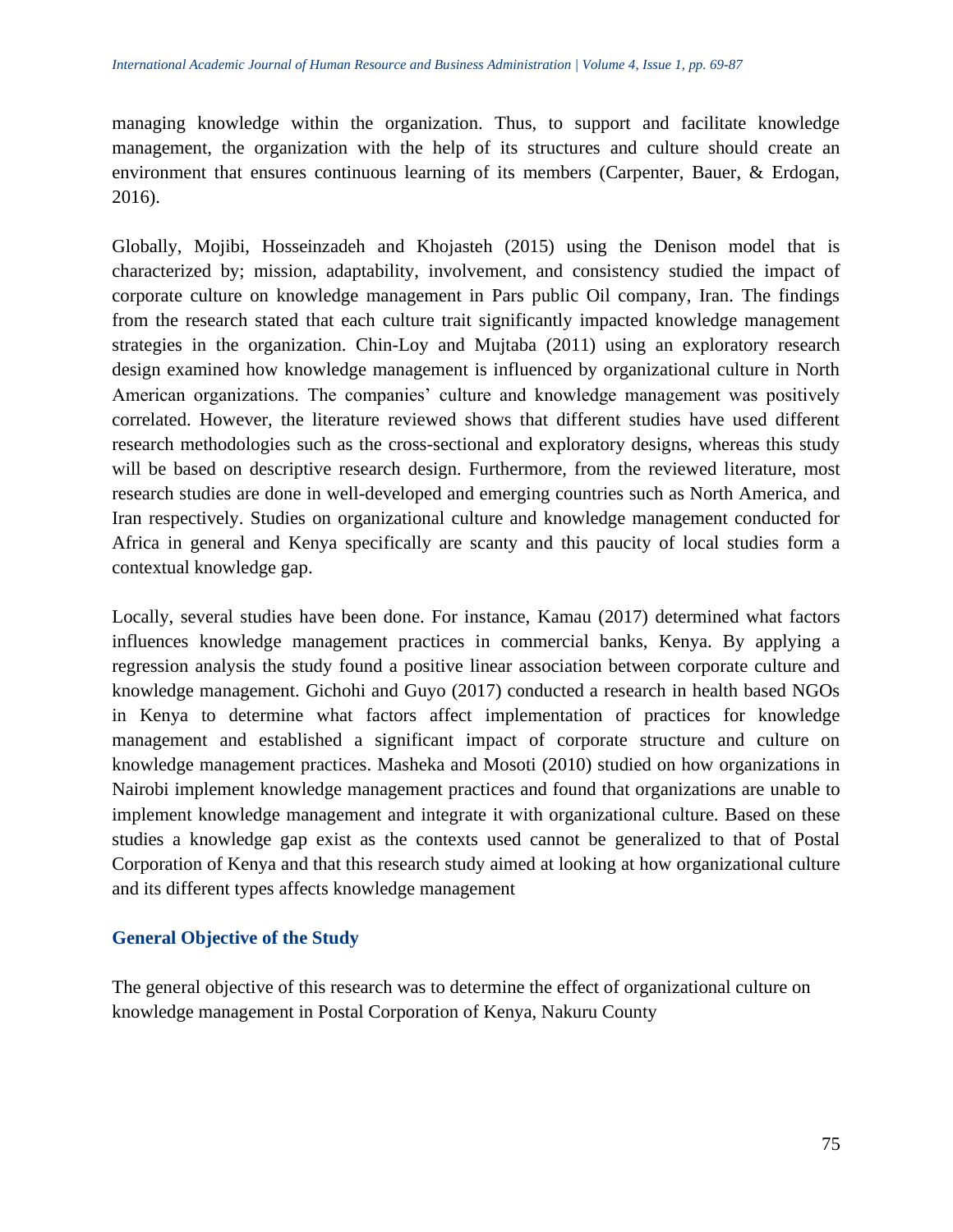managing knowledge within the organization. Thus, to support and facilitate knowledge management, the organization with the help of its structures and culture should create an environment that ensures continuous learning of its members (Carpenter, Bauer, & Erdogan, 2016).

Globally, Mojibi, Hosseinzadeh and Khojasteh (2015) using the Denison model that is characterized by; mission, adaptability, involvement, and consistency studied the impact of corporate culture on knowledge management in Pars public Oil company, Iran. The findings from the research stated that each culture trait significantly impacted knowledge management strategies in the organization. Chin-Loy and Mujtaba (2011) using an exploratory research design examined how knowledge management is influenced by organizational culture in North American organizations. The companies' culture and knowledge management was positively correlated. However, the literature reviewed shows that different studies have used different research methodologies such as the cross-sectional and exploratory designs, whereas this study will be based on descriptive research design. Furthermore, from the reviewed literature, most research studies are done in well-developed and emerging countries such as North America, and Iran respectively. Studies on organizational culture and knowledge management conducted for Africa in general and Kenya specifically are scanty and this paucity of local studies form a contextual knowledge gap.

Locally, several studies have been done. For instance, Kamau (2017) determined what factors influences knowledge management practices in commercial banks, Kenya. By applying a regression analysis the study found a positive linear association between corporate culture and knowledge management. Gichohi and Guyo (2017) conducted a research in health based NGOs in Kenya to determine what factors affect implementation of practices for knowledge management and established a significant impact of corporate structure and culture on knowledge management practices. Masheka and Mosoti (2010) studied on how organizations in Nairobi implement knowledge management practices and found that organizations are unable to implement knowledge management and integrate it with organizational culture. Based on these studies a knowledge gap exist as the contexts used cannot be generalized to that of Postal Corporation of Kenya and that this research study aimed at looking at how organizational culture and its different types affects knowledge management

## General Objective of the Study

The general objective of this research was to determine the effect of organizational culture on knowledge management in Postal Corporation of Kenya, Nakuru County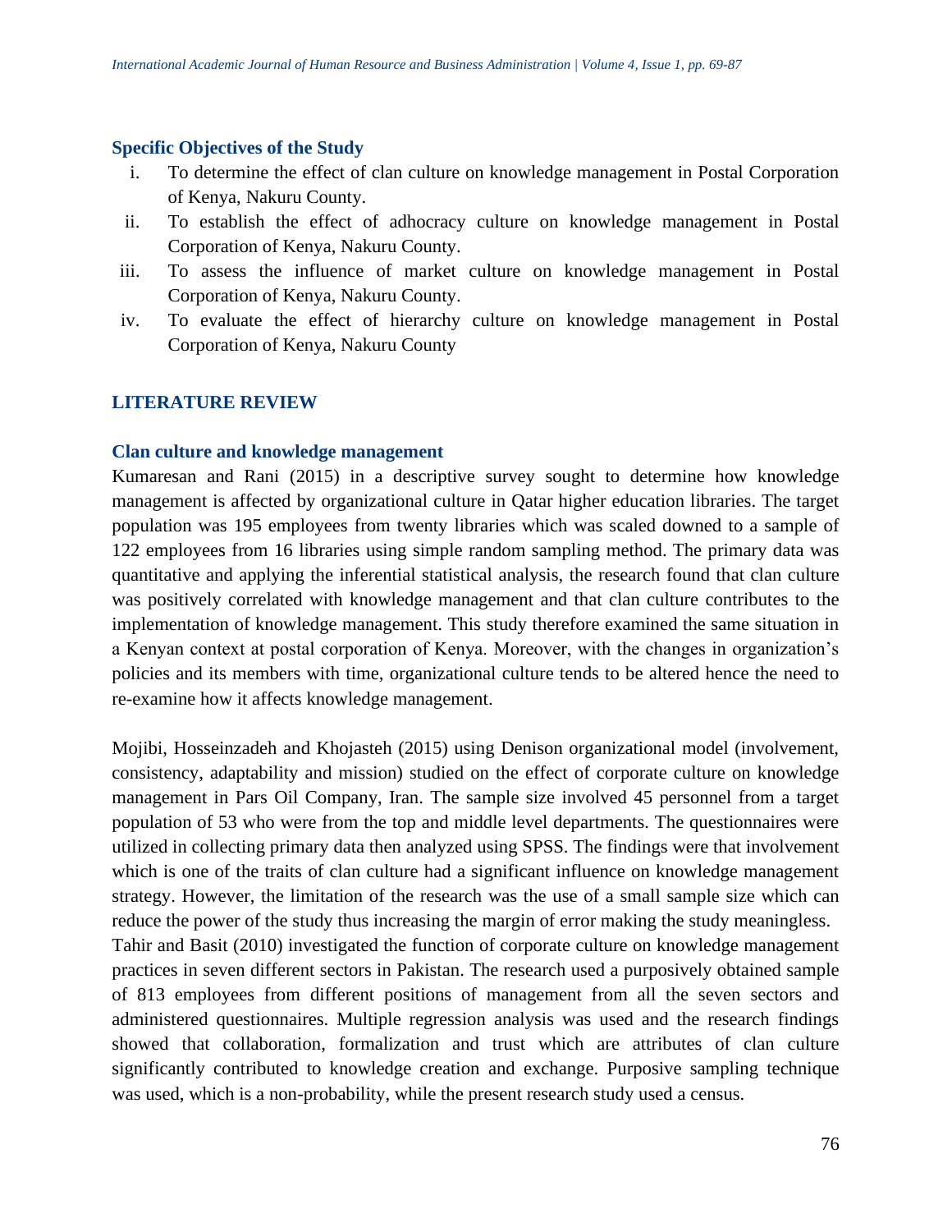### Specific Objectives of the Study

i. To determine the effect of clan culture on knowledge management in Postal Corporation of Kenya, Nakuru County.
ii. To establish the effect of adhocracy culture on knowledge management in Postal Corporation of Kenya, Nakuru County.
iii. To assess the influence of market culture on knowledge management in Postal Corporation of Kenya, Nakuru County.
iv. To evaluate the effect of hierarchy culture on knowledge management in Postal Corporation of Kenya, Nakuru County

## LITERATURE REVIEW

### Clan culture and knowledge management

Kumaresan and Rani (2015) in a descriptive survey sought to determine how knowledge management is affected by organizational culture in Qatar higher education libraries. The target population was 195 employees from twenty libraries which was scaled downed to a sample of 122 employees from 16 libraries using simple random sampling method. The primary data was quantitative and applying the inferential statistical analysis, the research found that clan culture was positively correlated with knowledge management and that clan culture contributes to the implementation of knowledge management. This study therefore examined the same situation in a Kenyan context at postal corporation of Kenya. Moreover, with the changes in organization's policies and its members with time, organizational culture tends to be altered hence the need to re-examine how it affects knowledge management.

Mojibi, Hosseinzadeh and Khojasteh (2015) using Denison organizational model (involvement, consistency, adaptability and mission) studied on the effect of corporate culture on knowledge management in Pars Oil Company, Iran. The sample size involved 45 personnel from a target population of 53 who were from the top and middle level departments. The questionnaires were utilized in collecting primary data then analyzed using SPSS. The findings were that involvement which is one of the traits of clan culture had a significant influence on knowledge management strategy. However, the limitation of the research was the use of a small sample size which can reduce the power of the study thus increasing the margin of error making the study meaningless.

Tahir and Basit (2010) investigated the function of corporate culture on knowledge management practices in seven different sectors in Pakistan. The research used a purposively obtained sample of 813 employees from different positions of management from all the seven sectors and administered questionnaires. Multiple regression analysis was used and the research findings showed that collaboration, formalization and trust which are attributes of clan culture significantly contributed to knowledge creation and exchange. Purposive sampling technique was used, which is a non-probability, while the present research study used a census.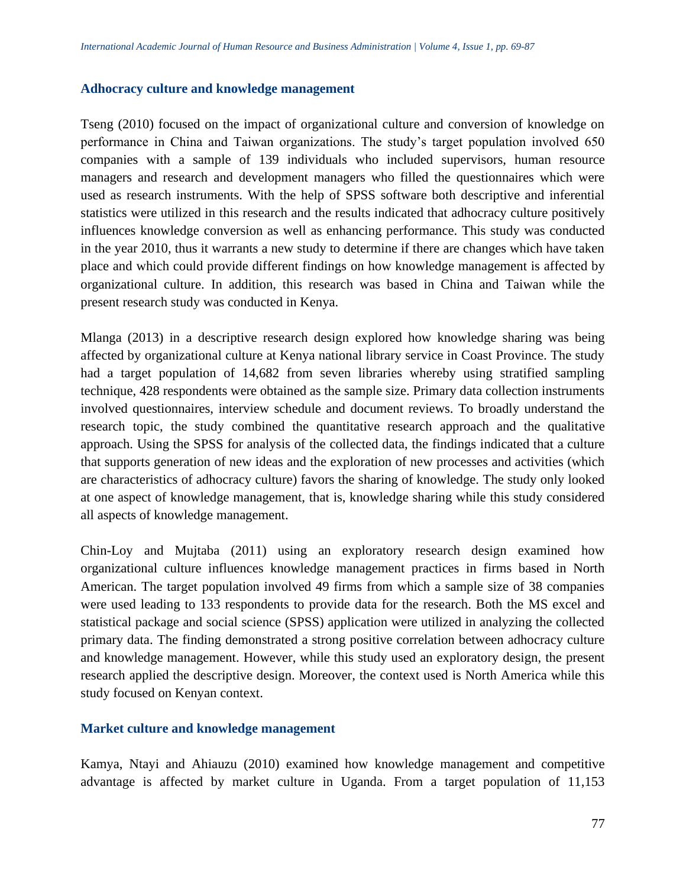### Adhocracy culture and knowledge management

Tseng (2010) focused on the impact of organizational culture and conversion of knowledge on performance in China and Taiwan organizations. The study's target population involved 650 companies with a sample of 139 individuals who included supervisors, human resource managers and research and development managers who filled the questionnaires which were used as research instruments. With the help of SPSS software both descriptive and inferential statistics were utilized in this research and the results indicated that adhocracy culture positively influences knowledge conversion as well as enhancing performance. This study was conducted in the year 2010, thus it warrants a new study to determine if there are changes which have taken place and which could provide different findings on how knowledge management is affected by organizational culture. In addition, this research was based in China and Taiwan while the present research study was conducted in Kenya.

Mlanga (2013) in a descriptive research design explored how knowledge sharing was being affected by organizational culture at Kenya national library service in Coast Province. The study had a target population of 14,682 from seven libraries whereby using stratified sampling technique, 428 respondents were obtained as the sample size. Primary data collection instruments involved questionnaires, interview schedule and document reviews. To broadly understand the research topic, the study combined the quantitative research approach and the qualitative approach. Using the SPSS for analysis of the collected data, the findings indicated that a culture that supports generation of new ideas and the exploration of new processes and activities (which are characteristics of adhocracy culture) favors the sharing of knowledge. The study only looked at one aspect of knowledge management, that is, knowledge sharing while this study considered all aspects of knowledge management.

Chin-Loy and Mujtaba (2011) using an exploratory research design examined how organizational culture influences knowledge management practices in firms based in North American. The target population involved 49 firms from which a sample size of 38 companies were used leading to 133 respondents to provide data for the research. Both the MS excel and statistical package and social science (SPSS) application were utilized in analyzing the collected primary data. The finding demonstrated a strong positive correlation between adhocracy culture and knowledge management. However, while this study used an exploratory design, the present research applied the descriptive design. Moreover, the context used is North America while this study focused on Kenyan context.

### Market culture and knowledge management

Kamya, Ntayi and Ahiauzu (2010) examined how knowledge management and competitive advantage is affected by market culture in Uganda. From a target population of 11,153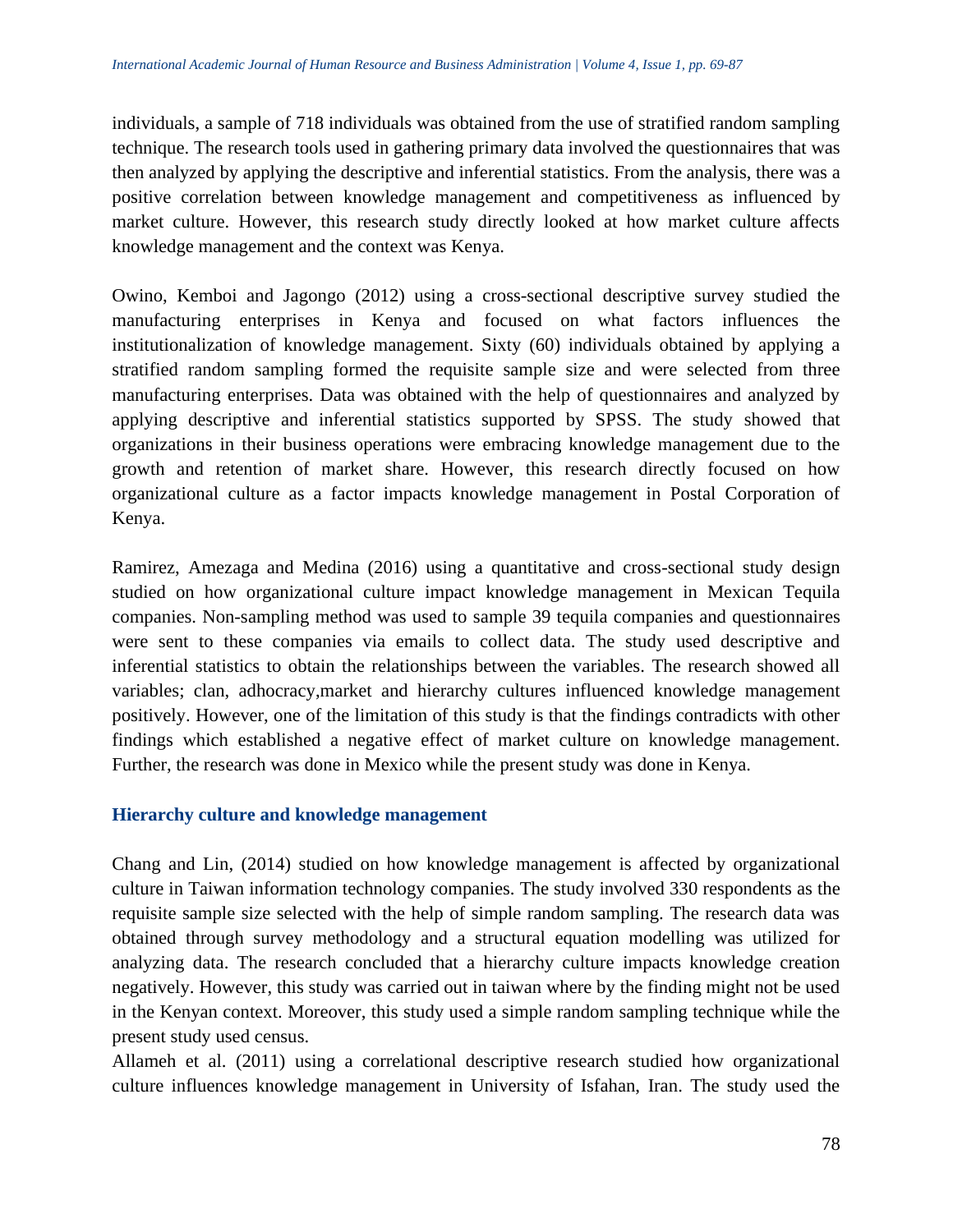individuals, a sample of 718 individuals was obtained from the use of stratified random sampling technique. The research tools used in gathering primary data involved the questionnaires that was then analyzed by applying the descriptive and inferential statistics. From the analysis, there was a positive correlation between knowledge management and competitiveness as influenced by market culture. However, this research study directly looked at how market culture affects knowledge management and the context was Kenya.

Owino, Kemboi and Jagongo (2012) using a cross-sectional descriptive survey studied the manufacturing enterprises in Kenya and focused on what factors influences the institutionalization of knowledge management. Sixty (60) individuals obtained by applying a stratified random sampling formed the requisite sample size and were selected from three manufacturing enterprises. Data was obtained with the help of questionnaires and analyzed by applying descriptive and inferential statistics supported by SPSS. The study showed that organizations in their business operations were embracing knowledge management due to the growth and retention of market share. However, this research directly focused on how organizational culture as a factor impacts knowledge management in Postal Corporation of Kenya.

Ramirez, Amezaga and Medina (2016) using a quantitative and cross-sectional study design studied on how organizational culture impact knowledge management in Mexican Tequila companies. Non-sampling method was used to sample 39 tequila companies and questionnaires were sent to these companies via emails to collect data. The study used descriptive and inferential statistics to obtain the relationships between the variables. The research showed all variables; clan, adhocracy,market and hierarchy cultures influenced knowledge management positively. However, one of the limitation of this study is that the findings contradicts with other findings which established a negative effect of market culture on knowledge management. Further, the research was done in Mexico while the present study was done in Kenya.

### Hierarchy culture and knowledge management

Chang and Lin, (2014) studied on how knowledge management is affected by organizational culture in Taiwan information technology companies. The study involved 330 respondents as the requisite sample size selected with the help of simple random sampling. The research data was obtained through survey methodology and a structural equation modelling was utilized for analyzing data. The research concluded that a hierarchy culture impacts knowledge creation negatively. However, this study was carried out in taiwan where by the finding might not be used in the Kenyan context. Moreover, this study used a simple random sampling technique while the present study used census.

Allameh et al. (2011) using a correlational descriptive research studied how organizational culture influences knowledge management in University of Isfahan, Iran. The study used the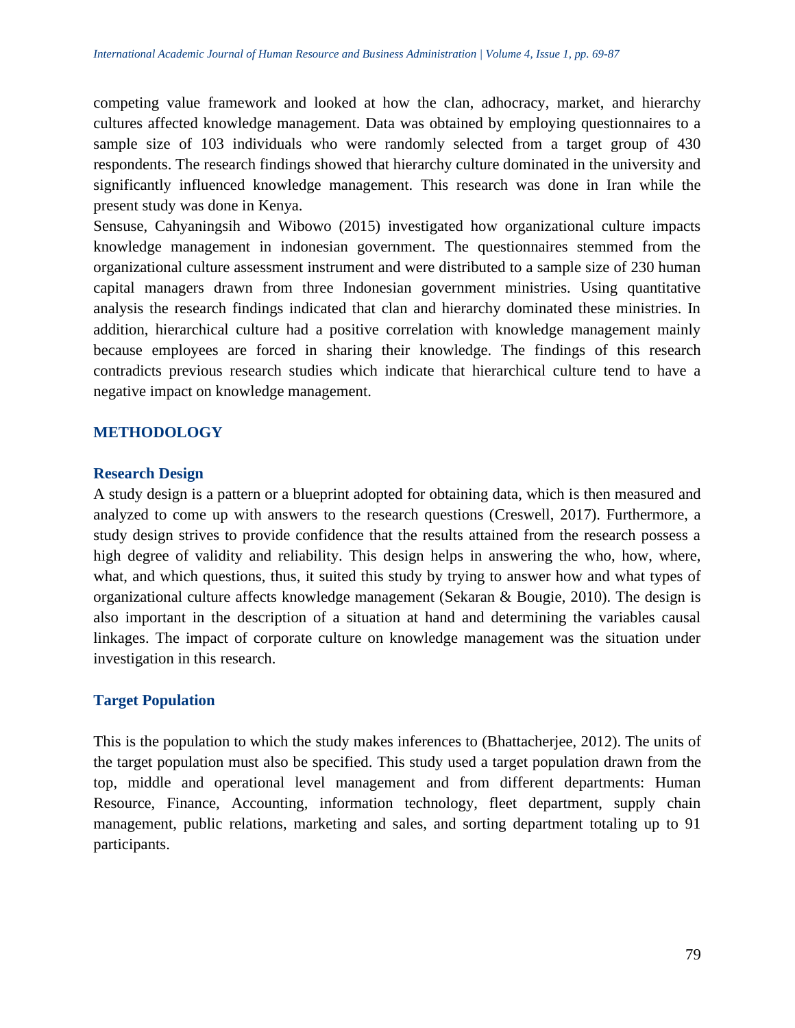competing value framework and looked at how the clan, adhocracy, market, and hierarchy cultures affected knowledge management. Data was obtained by employing questionnaires to a sample size of 103 individuals who were randomly selected from a target group of 430 respondents. The research findings showed that hierarchy culture dominated in the university and significantly influenced knowledge management. This research was done in Iran while the present study was done in Kenya.

Sensuse, Cahyaningsih and Wibowo (2015) investigated how organizational culture impacts knowledge management in indonesian government. The questionnaires stemmed from the organizational culture assessment instrument and were distributed to a sample size of 230 human capital managers drawn from three Indonesian government ministries. Using quantitative analysis the research findings indicated that clan and hierarchy dominated these ministries. In addition, hierarchical culture had a positive correlation with knowledge management mainly because employees are forced in sharing their knowledge. The findings of this research contradicts previous research studies which indicate that hierarchical culture tend to have a negative impact on knowledge management.

## METHODOLOGY

### Research Design

A study design is a pattern or a blueprint adopted for obtaining data, which is then measured and analyzed to come up with answers to the research questions (Creswell, 2017). Furthermore, a study design strives to provide confidence that the results attained from the research possess a high degree of validity and reliability. This design helps in answering the who, how, where, what, and which questions, thus, it suited this study by trying to answer how and what types of organizational culture affects knowledge management (Sekaran & Bougie, 2010). The design is also important in the description of a situation at hand and determining the variables causal linkages. The impact of corporate culture on knowledge management was the situation under investigation in this research.

### Target Population

This is the population to which the study makes inferences to (Bhattacherjee, 2012). The units of the target population must also be specified. This study used a target population drawn from the top, middle and operational level management and from different departments: Human Resource, Finance, Accounting, information technology, fleet department, supply chain management, public relations, marketing and sales, and sorting department totaling up to 91 participants.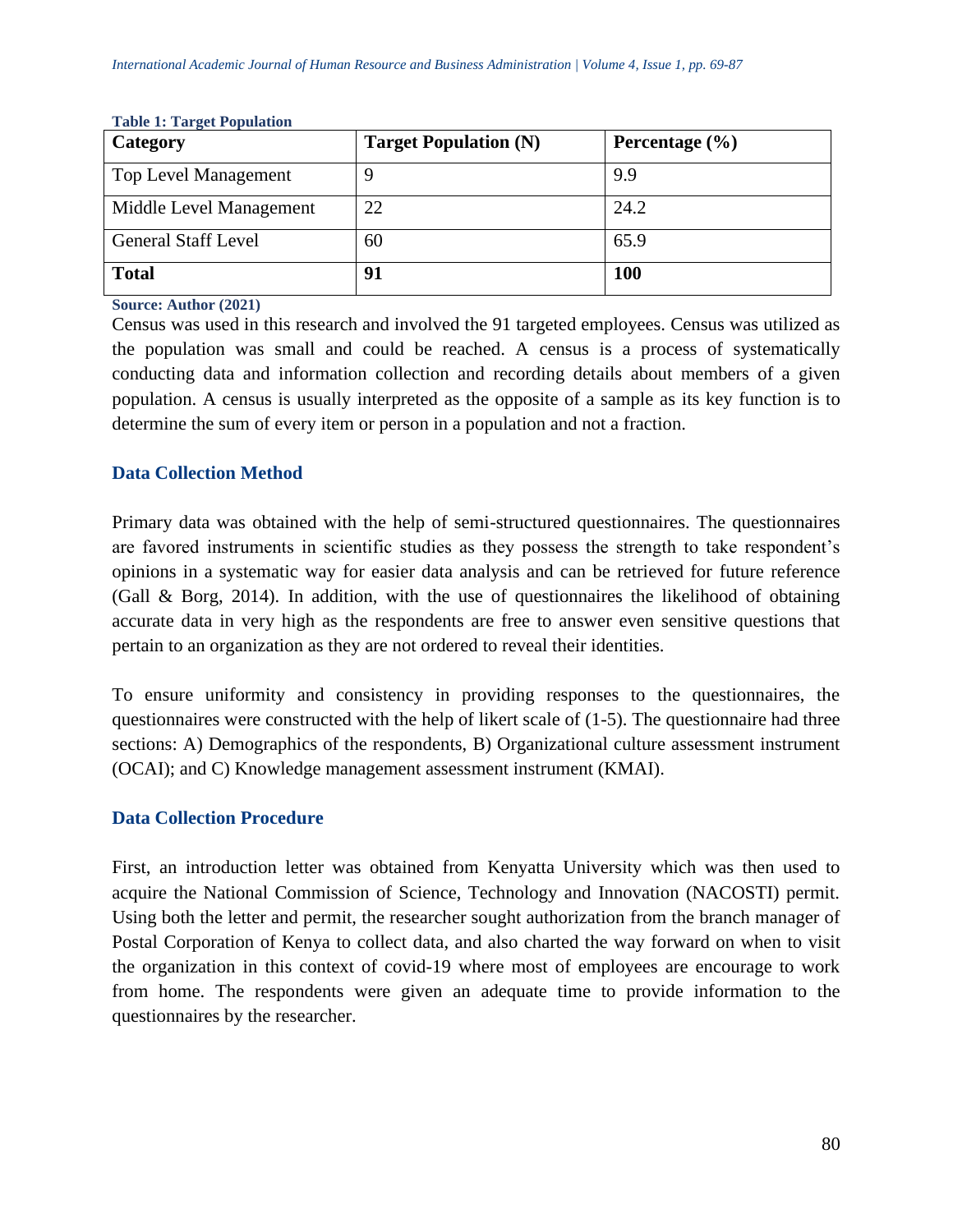**Table 1: Target Population**

| Category | Target Population (N) | Percentage (%) |
|---|---|---|
| Top Level Management | 9 | 9.9 |
| Middle Level Management | 22 | 24.2 |
| General Staff Level | 60 | 65.9 |
| **Total** | **91** | **100** |

**Source: Author (2021)**

Census was used in this research and involved the 91 targeted employees. Census was utilized as the population was small and could be reached. A census is a process of systematically conducting data and information collection and recording details about members of a given population. A census is usually interpreted as the opposite of a sample as its key function is to determine the sum of every item or person in a population and not a fraction.

## Data Collection Method

Primary data was obtained with the help of semi-structured questionnaires. The questionnaires are favored instruments in scientific studies as they possess the strength to take respondent's opinions in a systematic way for easier data analysis and can be retrieved for future reference (Gall & Borg, 2014). In addition, with the use of questionnaires the likelihood of obtaining accurate data in very high as the respondents are free to answer even sensitive questions that pertain to an organization as they are not ordered to reveal their identities.

To ensure uniformity and consistency in providing responses to the questionnaires, the questionnaires were constructed with the help of likert scale of (1-5). The questionnaire had three sections: A) Demographics of the respondents, B) Organizational culture assessment instrument (OCAI); and C) Knowledge management assessment instrument (KMAI).

## Data Collection Procedure

First, an introduction letter was obtained from Kenyatta University which was then used to acquire the National Commission of Science, Technology and Innovation (NACOSTI) permit. Using both the letter and permit, the researcher sought authorization from the branch manager of Postal Corporation of Kenya to collect data, and also charted the way forward on when to visit the organization in this context of covid-19 where most of employees are encourage to work from home. The respondents were given an adequate time to provide information to the questionnaires by the researcher.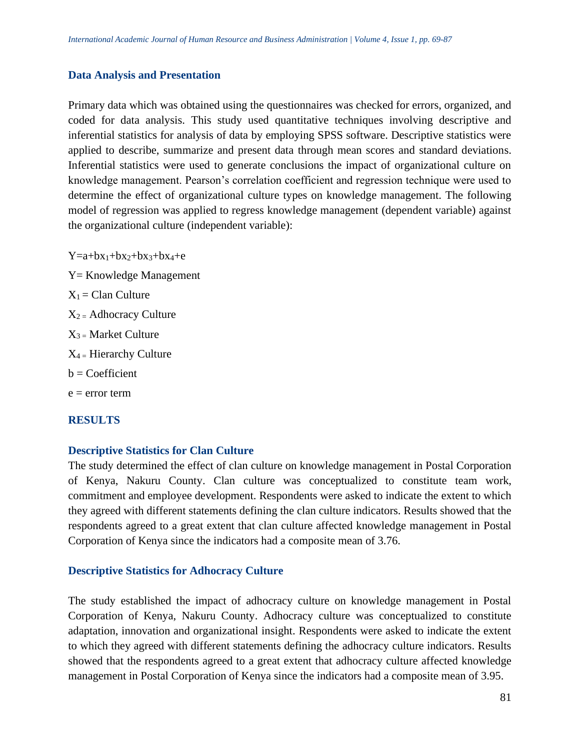### Data Analysis and Presentation

Primary data which was obtained using the questionnaires was checked for errors, organized, and coded for data analysis. This study used quantitative techniques involving descriptive and inferential statistics for analysis of data by employing SPSS software. Descriptive statistics were applied to describe, summarize and present data through mean scores and standard deviations. Inferential statistics were used to generate conclusions the impact of organizational culture on knowledge management. Pearson's correlation coefficient and regression technique were used to determine the effect of organizational culture types on knowledge management. The following model of regression was applied to regress knowledge management (dependent variable) against the organizational culture (independent variable):

$Y=a+bx_1+bx_2+bx_3+bx_4+e$

Y= Knowledge Management

$X_1$ = Clan Culture

$X_2$ = Adhocracy Culture

$X_3$ = Market Culture

$X_4$ = Hierarchy Culture

b = Coefficient

e = error term

## RESULTS

### Descriptive Statistics for Clan Culture

The study determined the effect of clan culture on knowledge management in Postal Corporation of Kenya, Nakuru County. Clan culture was conceptualized to constitute team work, commitment and employee development. Respondents were asked to indicate the extent to which they agreed with different statements defining the clan culture indicators. Results showed that the respondents agreed to a great extent that clan culture affected knowledge management in Postal Corporation of Kenya since the indicators had a composite mean of 3.76.

### Descriptive Statistics for Adhocracy Culture

The study established the impact of adhocracy culture on knowledge management in Postal Corporation of Kenya, Nakuru County. Adhocracy culture was conceptualized to constitute adaptation, innovation and organizational insight. Respondents were asked to indicate the extent to which they agreed with different statements defining the adhocracy culture indicators. Results showed that the respondents agreed to a great extent that adhocracy culture affected knowledge management in Postal Corporation of Kenya since the indicators had a composite mean of 3.95.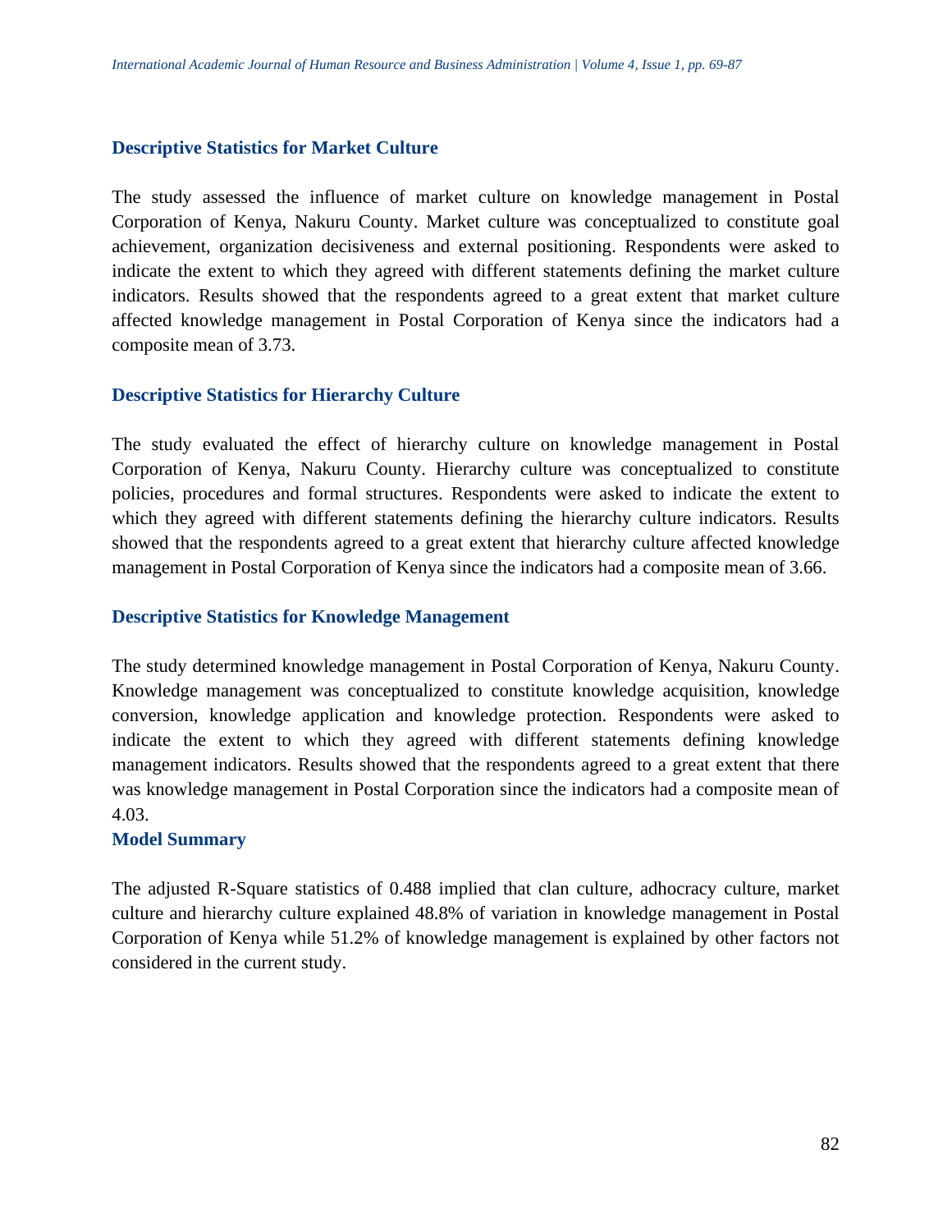### Descriptive Statistics for Market Culture

The study assessed the influence of market culture on knowledge management in Postal Corporation of Kenya, Nakuru County. Market culture was conceptualized to constitute goal achievement, organization decisiveness and external positioning. Respondents were asked to indicate the extent to which they agreed with different statements defining the market culture indicators. Results showed that the respondents agreed to a great extent that market culture affected knowledge management in Postal Corporation of Kenya since the indicators had a composite mean of 3.73.

### Descriptive Statistics for Hierarchy Culture

The study evaluated the effect of hierarchy culture on knowledge management in Postal Corporation of Kenya, Nakuru County. Hierarchy culture was conceptualized to constitute policies, procedures and formal structures. Respondents were asked to indicate the extent to which they agreed with different statements defining the hierarchy culture indicators. Results showed that the respondents agreed to a great extent that hierarchy culture affected knowledge management in Postal Corporation of Kenya since the indicators had a composite mean of 3.66.

### Descriptive Statistics for Knowledge Management

The study determined knowledge management in Postal Corporation of Kenya, Nakuru County. Knowledge management was conceptualized to constitute knowledge acquisition, knowledge conversion, knowledge application and knowledge protection. Respondents were asked to indicate the extent to which they agreed with different statements defining knowledge management indicators. Results showed that the respondents agreed to a great extent that there was knowledge management in Postal Corporation since the indicators had a composite mean of 4.03.

### Model Summary

The adjusted R-Square statistics of 0.488 implied that clan culture, adhocracy culture, market culture and hierarchy culture explained 48.8% of variation in knowledge management in Postal Corporation of Kenya while 51.2% of knowledge management is explained by other factors not considered in the current study.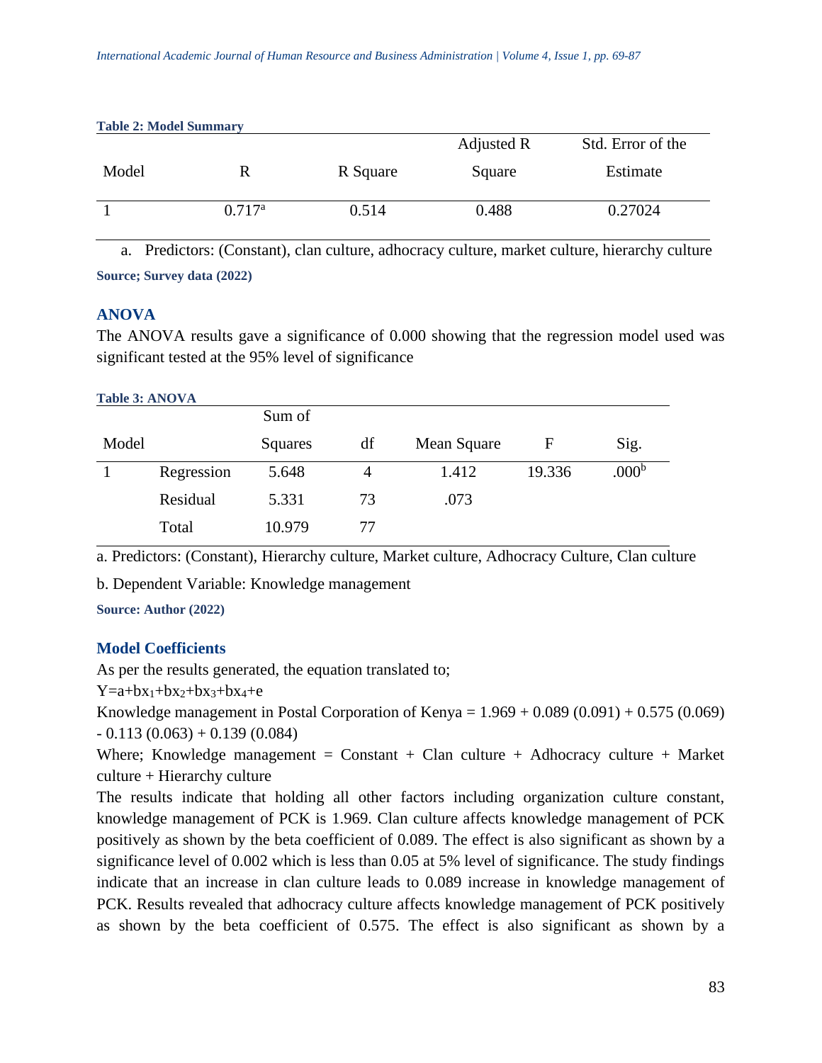**Table 2: Model Summary**

| Model | R | R Square | Adjusted R Square | Std. Error of the Estimate |
|---|---|---|---|---|
| 1 | 0.717[a] | 0.514 | 0.488 | 0.27024 |

a. Predictors: (Constant), clan culture, adhocracy culture, market culture, hierarchy culture

**Source; Survey data (2022)**

## ANOVA

The ANOVA results gave a significance of 0.000 showing that the regression model used was significant tested at the 95% level of significance

**Table 3: ANOVA**

| Model | | Sum of Squares | df | Mean Square | F | Sig. |
|---|---|---|---|---|---|---|
| 1 | Regression | 5.648 | 4 | 1.412 | 19.336 | .000[b] |
| | Residual | 5.331 | 73 | .073 | | |
| | Total | 10.979 | 77 | | | |

a. Predictors: (Constant), Hierarchy culture, Market culture, Adhocracy Culture, Clan culture

b. Dependent Variable: Knowledge management

**Source: Author (2022)**

## Model Coefficients

As per the results generated, the equation translated to;

$Y=a+bx_1+bx_2+bx_3+bx_4+e$

Knowledge management in Postal Corporation of Kenya = 1.969 + 0.089 (0.091) + 0.575 (0.069) - 0.113 (0.063) + 0.139 (0.084)

Where; Knowledge management = Constant + Clan culture + Adhocracy culture + Market culture + Hierarchy culture

The results indicate that holding all other factors including organization culture constant, knowledge management of PCK is 1.969. Clan culture affects knowledge management of PCK positively as shown by the beta coefficient of 0.089. The effect is also significant as shown by a significance level of 0.002 which is less than 0.05 at 5% level of significance. The study findings indicate that an increase in clan culture leads to 0.089 increase in knowledge management of PCK. Results revealed that adhocracy culture affects knowledge management of PCK positively as shown by the beta coefficient of 0.575. The effect is also significant as shown by a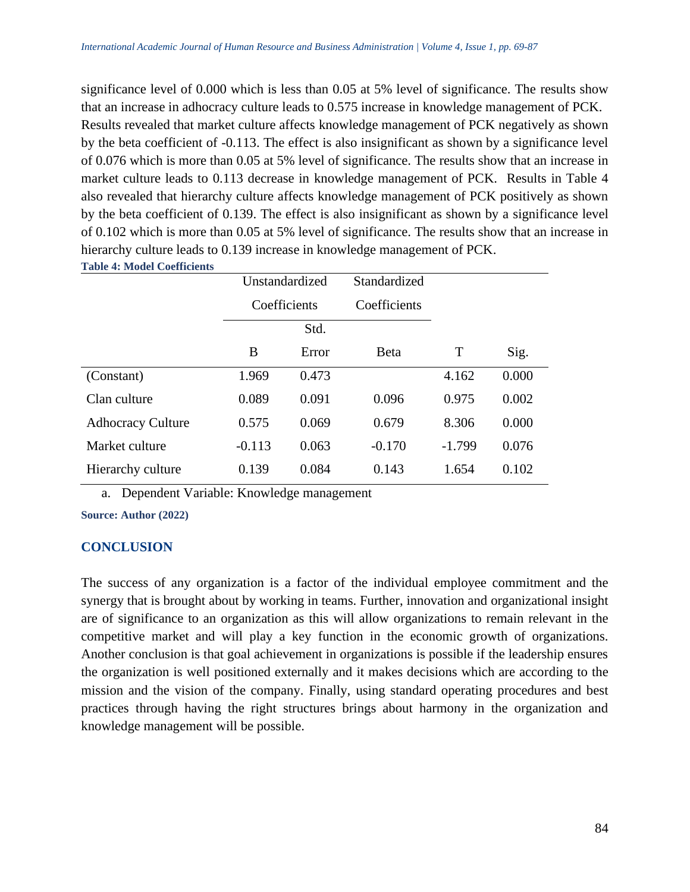significance level of 0.000 which is less than 0.05 at 5% level of significance. The results show that an increase in adhocracy culture leads to 0.575 increase in knowledge management of PCK. Results revealed that market culture affects knowledge management of PCK negatively as shown by the beta coefficient of -0.113. The effect is also insignificant as shown by a significance level of 0.076 which is more than 0.05 at 5% level of significance. The results show that an increase in market culture leads to 0.113 decrease in knowledge management of PCK. Results in Table 4 also revealed that hierarchy culture affects knowledge management of PCK positively as shown by the beta coefficient of 0.139. The effect is also insignificant as shown by a significance level of 0.102 which is more than 0.05 at 5% level of significance. The results show that an increase in hierarchy culture leads to 0.139 increase in knowledge management of PCK.

**Table 4: Model Coefficients**

| | Unstandardized Coefficients | | Standardized Coefficients | | |
|---|---|---|---|---|---|
| | B | Std. Error | Beta | T | Sig. |
| (Constant) | 1.969 | 0.473 | | 4.162 | 0.000 |
| Clan culture | 0.089 | 0.091 | 0.096 | 0.975 | 0.002 |
| Adhocracy Culture | 0.575 | 0.069 | 0.679 | 8.306 | 0.000 |
| Market culture | -0.113 | 0.063 | -0.170 | -1.799 | 0.076 |
| Hierarchy culture | 0.139 | 0.084 | 0.143 | 1.654 | 0.102 |

a. Dependent Variable: Knowledge management

**Source: Author (2022)**

## CONCLUSION

The success of any organization is a factor of the individual employee commitment and the synergy that is brought about by working in teams. Further, innovation and organizational insight are of significance to an organization as this will allow organizations to remain relevant in the competitive market and will play a key function in the economic growth of organizations. Another conclusion is that goal achievement in organizations is possible if the leadership ensures the organization is well positioned externally and it makes decisions which are according to the mission and the vision of the company. Finally, using standard operating procedures and best practices through having the right structures brings about harmony in the organization and knowledge management will be possible.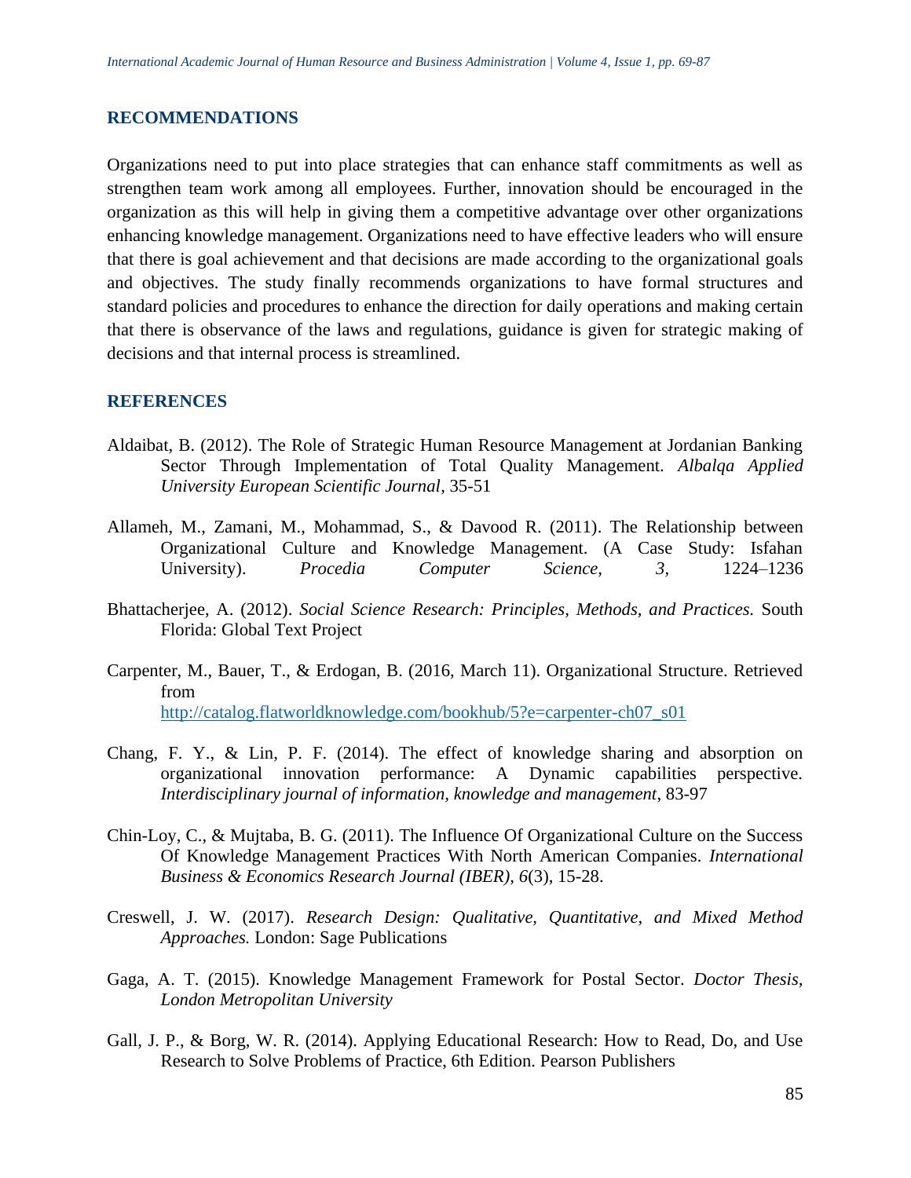## RECOMMENDATIONS

Organizations need to put into place strategies that can enhance staff commitments as well as strengthen team work among all employees. Further, innovation should be encouraged in the organization as this will help in giving them a competitive advantage over other organizations enhancing knowledge management. Organizations need to have effective leaders who will ensure that there is goal achievement and that decisions are made according to the organizational goals and objectives. The study finally recommends organizations to have formal structures and standard policies and procedures to enhance the direction for daily operations and making certain that there is observance of the laws and regulations, guidance is given for strategic making of decisions and that internal process is streamlined.

## REFERENCES

Aldaibat, B. (2012). The Role of Strategic Human Resource Management at Jordanian Banking Sector Through Implementation of Total Quality Management. *Albalqa Applied University European Scientific Journal*, 35-51

Allameh, M., Zamani, M., Mohammad, S., & Davood R. (2011). The Relationship between Organizational Culture and Knowledge Management. (A Case Study: Isfahan University). *Procedia Computer Science, 3,* 1224–1236

Bhattacherjee, A. (2012). *Social Science Research: Principles, Methods, and Practices.* South Florida: Global Text Project

Carpenter, M., Bauer, T., & Erdogan, B. (2016, March 11). Organizational Structure. Retrieved from http://catalog.flatworldknowledge.com/bookhub/5?e=carpenter-ch07_s01

Chang, F. Y., & Lin, P. F. (2014). The effect of knowledge sharing and absorption on organizational innovation performance: A Dynamic capabilities perspective. *Interdisciplinary journal of information, knowledge and management*, 83-97

Chin-Loy, C., & Mujtaba, B. G. (2011). The Influence Of Organizational Culture on the Success Of Knowledge Management Practices With North American Companies. *International Business & Economics Research Journal (IBER), 6*(3), 15-28.

Creswell, J. W. (2017). *Research Design: Qualitative, Quantitative, and Mixed Method Approaches.* London: Sage Publications

Gaga, A. T. (2015). Knowledge Management Framework for Postal Sector. *Doctor Thesis, London Metropolitan University*

Gall, J. P., & Borg, W. R. (2014). Applying Educational Research: How to Read, Do, and Use Research to Solve Problems of Practice, 6th Edition. Pearson Publishers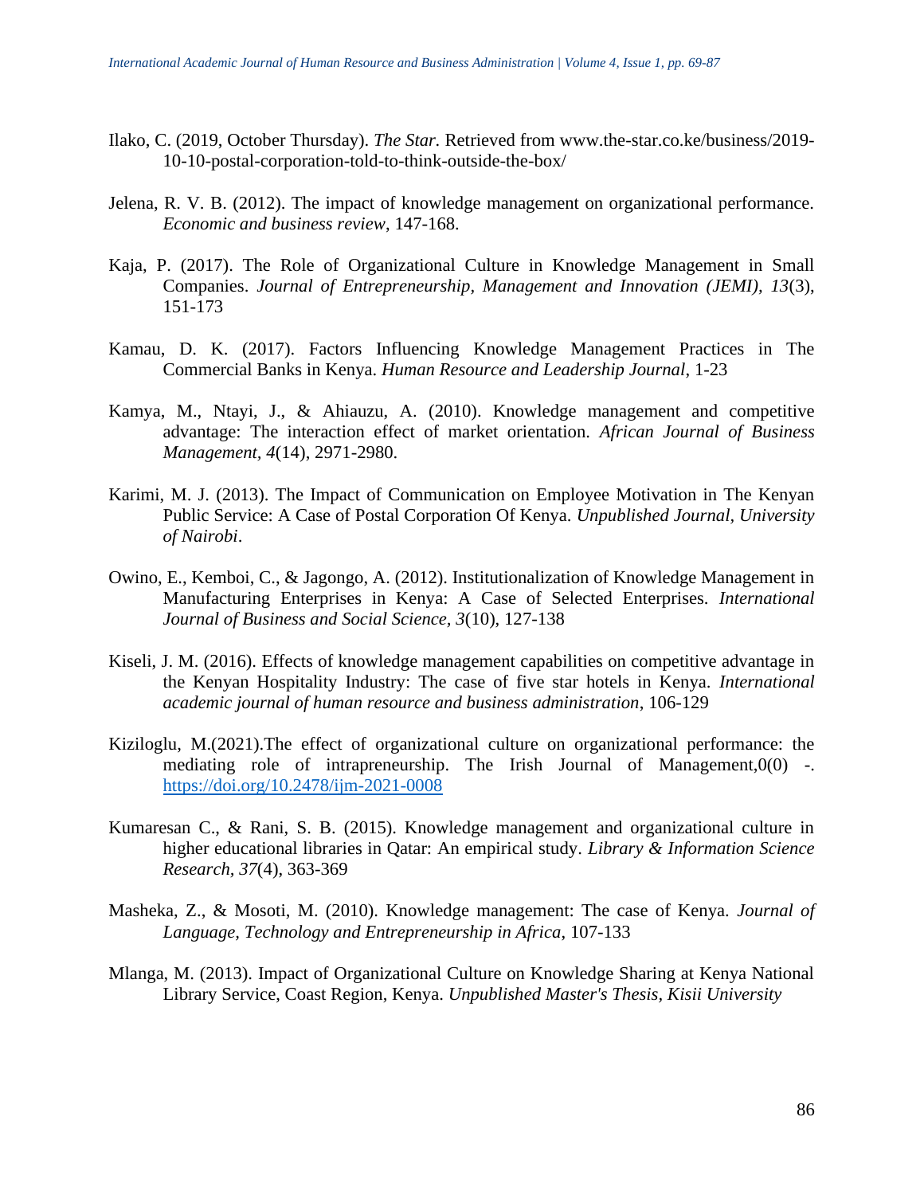Ilako, C. (2019, October Thursday). *The Star.* Retrieved from www.the-star.co.ke/business/2019-10-10-postal-corporation-told-to-think-outside-the-box/

Jelena, R. V. B. (2012). The impact of knowledge management on organizational performance. *Economic and business review*, 147-168.

Kaja, P. (2017). The Role of Organizational Culture in Knowledge Management in Small Companies. *Journal of Entrepreneurship, Management and Innovation (JEMI), 13*(3), 151-173

Kamau, D. K. (2017). Factors Influencing Knowledge Management Practices in The Commercial Banks in Kenya. *Human Resource and Leadership Journal*, 1-23

Kamya, M., Ntayi, J., & Ahiauzu, A. (2010). Knowledge management and competitive advantage: The interaction effect of market orientation. *African Journal of Business Management, 4*(14), 2971-2980.

Karimi, M. J. (2013). The Impact of Communication on Employee Motivation in The Kenyan Public Service: A Case of Postal Corporation Of Kenya. *Unpublished Journal, University of Nairobi*.

Owino, E., Kemboi, C., & Jagongo, A. (2012). Institutionalization of Knowledge Management in Manufacturing Enterprises in Kenya: A Case of Selected Enterprises. *International Journal of Business and Social Science, 3*(10), 127-138

Kiseli, J. M. (2016). Effects of knowledge management capabilities on competitive advantage in the Kenyan Hospitality Industry: The case of five star hotels in Kenya. *International academic journal of human resource and business administration*, 106-129

Kiziloglu, M.(2021).The effect of organizational culture on organizational performance: the mediating role of intrapreneurship. The Irish Journal of Management,0(0) -. https://doi.org/10.2478/ijm-2021-0008

Kumaresan C., & Rani, S. B. (2015). Knowledge management and organizational culture in higher educational libraries in Qatar: An empirical study. *Library & Information Science Research, 37*(4), 363-369

Masheka, Z., & Mosoti, M. (2010). Knowledge management: The case of Kenya. *Journal of Language, Technology and Entrepreneurship in Africa*, 107-133

Mlanga, M. (2013). Impact of Organizational Culture on Knowledge Sharing at Kenya National Library Service, Coast Region, Kenya. *Unpublished Master's Thesis, Kisii University*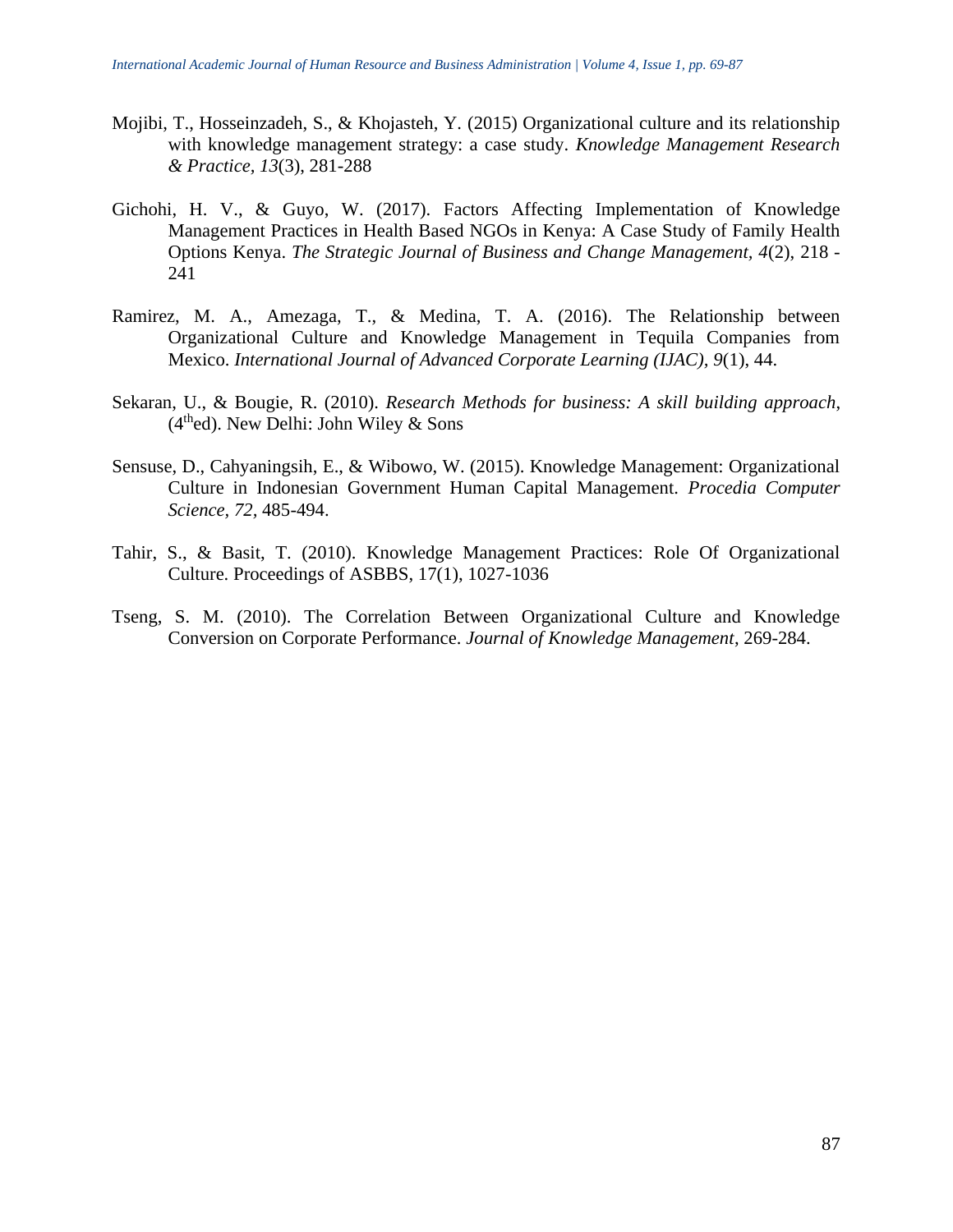Mojibi, T., Hosseinzadeh, S., & Khojasteh, Y. (2015) Organizational culture and its relationship with knowledge management strategy: a case study. *Knowledge Management Research & Practice, 13*(3), 281-288

Gichohi, H. V., & Guyo, W. (2017). Factors Affecting Implementation of Knowledge Management Practices in Health Based NGOs in Kenya: A Case Study of Family Health Options Kenya. *The Strategic Journal of Business and Change Management, 4*(2), 218 - 241

Ramirez, M. A., Amezaga, T., & Medina, T. A. (2016). The Relationship between Organizational Culture and Knowledge Management in Tequila Companies from Mexico. *International Journal of Advanced Corporate Learning (IJAC), 9*(1), 44.

Sekaran, U., & Bougie, R. (2010). *Research Methods for business: A skill building approach*, (4th ed). New Delhi: John Wiley & Sons

Sensuse, D., Cahyaningsih, E., & Wibowo, W. (2015). Knowledge Management: Organizational Culture in Indonesian Government Human Capital Management. *Procedia Computer Science, 72*, 485-494.

Tahir, S., & Basit, T. (2010). Knowledge Management Practices: Role Of Organizational Culture. Proceedings of ASBBS, 17(1), 1027-1036

Tseng, S. M. (2010). The Correlation Between Organizational Culture and Knowledge Conversion on Corporate Performance. *Journal of Knowledge Management*, 269-284.